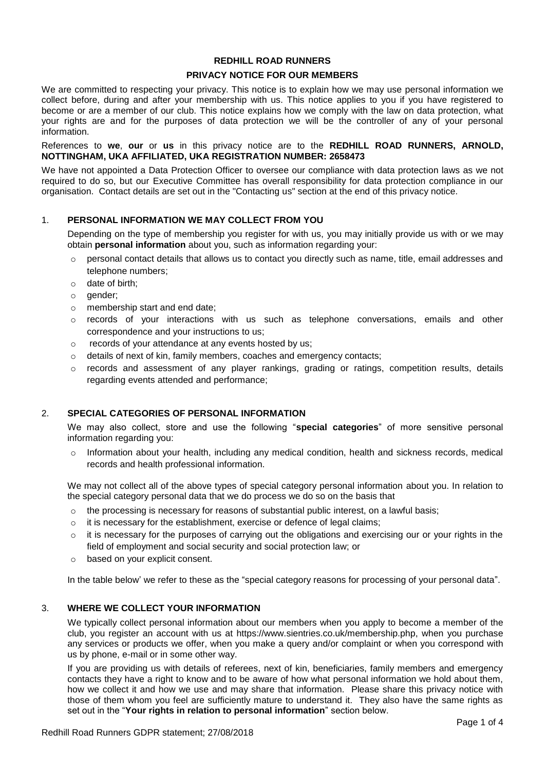# REDHILL ROAD RUNNERS

## PRIVACY NOTICE FOR OUR MEMBERS

We are committed to respecting your privacy. This notice is to explain how we may use personal information we collect before, during and after your membership with us. This notice applies to you if you have registered to become or are a member of our club. This notice explains how we comply with the law on data protection, what your rights are and for the purposes of data protection we will be the controller of any of your personal information.

References to **we**, **our** or **us** in this privacy notice are to the **REDHILL ROAD RUNNERS, ARNOLD, NOTTINGHAM, UKA AFFILIATED, UKA REGISTRATION NUMBER: 2658473**

We have not appointed a Data Protection Officer to oversee our compliance with data protection laws as we not required to do so, but our Executive Committee has overall responsibility for data protection compliance in our organisation. Contact details are set out in the "Contacting us" section at the end of this privacy notice.

### 1. PERSONAL INFORMATION WE MAY COLLECT FROM YOU

Depending on the type of membership you register for with us, you may initially provide us with or we may obtain **personal information** about you, such as information regarding your:

- personal contact details that allows us to contact you directly such as name, title, email addresses and telephone numbers;
- date of birth;
- gender;
- membership start and end date;
- records of your interactions with us such as telephone conversations, emails and other correspondence and your instructions to us;
- records of your attendance at any events hosted by us;
- details of next of kin, family members, coaches and emergency contacts;
- records and assessment of any player rankings, grading or ratings, competition results, details regarding events attended and performance;

### 2. SPECIAL CATEGORIES OF PERSONAL INFORMATION

We may also collect, store and use the following "**special categories**" of more sensitive personal information regarding you:

- Information about your health, including any medical condition, health and sickness records, medical records and health professional information.

We may not collect all of the above types of special category personal information about you. In relation to the special category personal data that we do process we do so on the basis that

- the processing is necessary for reasons of substantial public interest, on a lawful basis;
- it is necessary for the establishment, exercise or defence of legal claims;
- it is necessary for the purposes of carrying out the obligations and exercising our or your rights in the field of employment and social security and social protection law; or
- based on your explicit consent.

In the table below' we refer to these as the "special category reasons for processing of your personal data".

### 3. WHERE WE COLLECT YOUR INFORMATION

We typically collect personal information about our members when you apply to become a member of the club, you register an account with us at https://www.sientries.co.uk/membership.php, when you purchase any services or products we offer, when you make a query and/or complaint or when you correspond with us by phone, e-mail or in some other way.

If you are providing us with details of referees, next of kin, beneficiaries, family members and emergency contacts they have a right to know and to be aware of how what personal information we hold about them, how we collect it and how we use and may share that information. Please share this privacy notice with those of them whom you feel are sufficiently mature to understand it. They also have the same rights as set out in the "**Your rights in relation to personal information**" section below.

Redhill Road Runners GDPR statement; 27/08/2018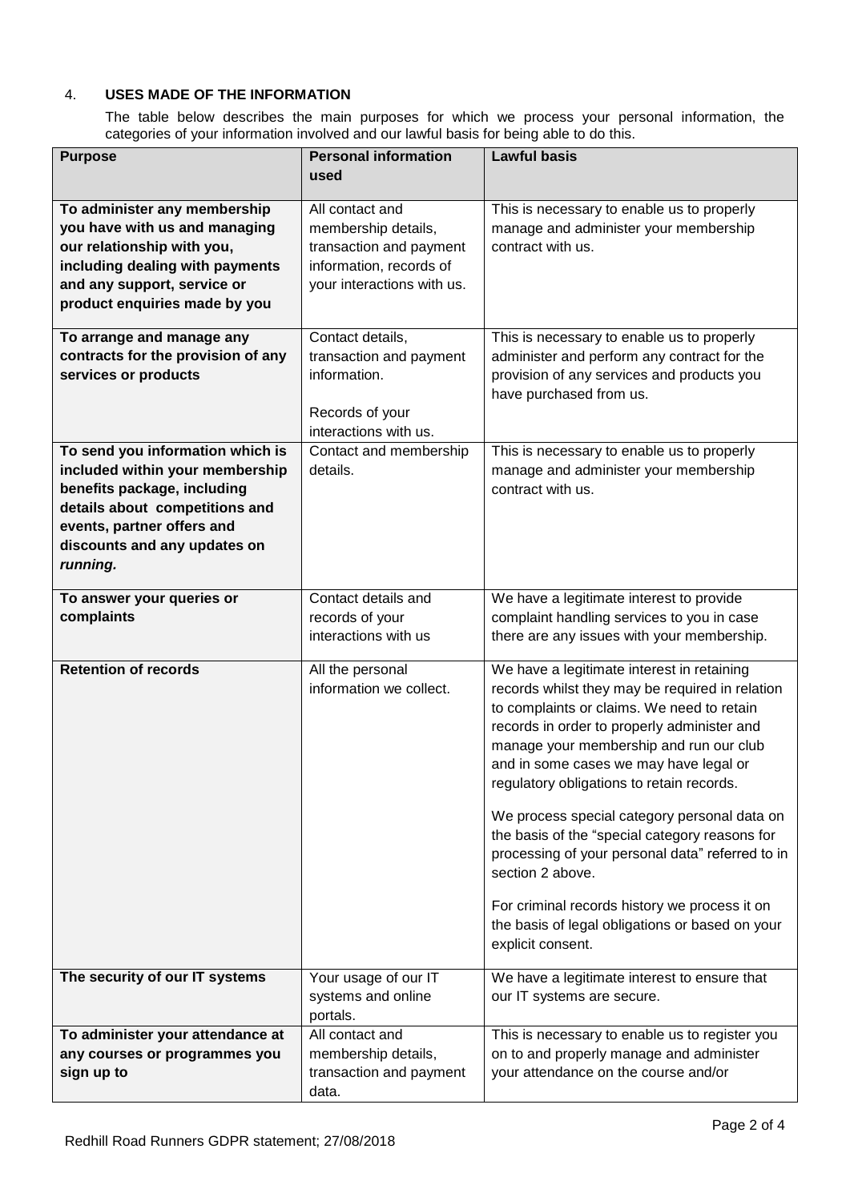## 4. USES MADE OF THE INFORMATION

The table below describes the main purposes for which we process your personal information, the categories of your information involved and our lawful basis for being able to do this.

| Purpose | Personal information used | Lawful basis |
|---|---|---|
| **To administer any membership you have with us and managing our relationship with you, including dealing with payments and any support, service or product enquiries made by you** | All contact and membership details, transaction and payment information, records of your interactions with us. | This is necessary to enable us to properly manage and administer your membership contract with us. |
| **To arrange and manage any contracts for the provision of any services or products** | Contact details, transaction and payment information.<br><br>Records of your interactions with us. | This is necessary to enable us to properly administer and perform any contract for the provision of any services and products you have purchased from us. |
| **To send you information which is included within your membership benefits package, including details about competitions and events, partner offers and discounts and any updates on *running.*** | Contact and membership details. | This is necessary to enable us to properly manage and administer your membership contract with us. |
| **To answer your queries or complaints** | Contact details and records of your interactions with us | We have a legitimate interest to provide complaint handling services to you in case there are any issues with your membership. |
| **Retention of records** | All the personal information we collect. | We have a legitimate interest in retaining records whilst they may be required in relation to complaints or claims. We need to retain records in order to properly administer and manage your membership and run our club and in some cases we may have legal or regulatory obligations to retain records.<br><br>We process special category personal data on the basis of the "special category reasons for processing of your personal data" referred to in section 2 above.<br><br>For criminal records history we process it on the basis of legal obligations or based on your explicit consent. |
| **The security of our IT systems** | Your usage of our IT systems and online portals. | We have a legitimate interest to ensure that our IT systems are secure. |
| **To administer your attendance at any courses or programmes you sign up to** | All contact and membership details, transaction and payment data. | This is necessary to enable us to register you on to and properly manage and administer your attendance on the course and/or |

Redhill Road Runners GDPR statement; 27/08/2018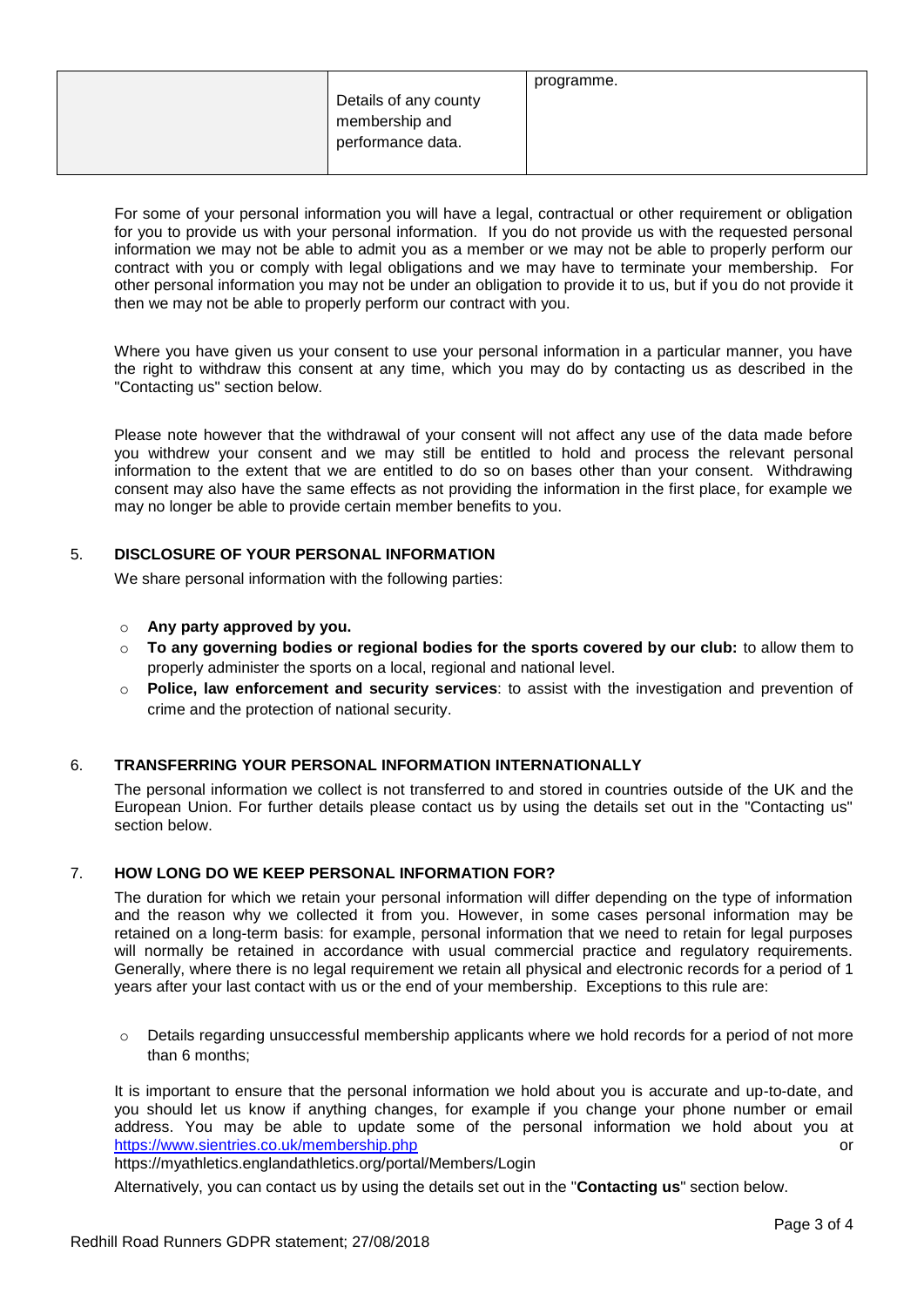| | Details of any county membership and performance data. | programme. |
|---|---|---|

For some of your personal information you will have a legal, contractual or other requirement or obligation for you to provide us with your personal information. If you do not provide us with the requested personal information we may not be able to admit you as a member or we may not be able to properly perform our contract with you or comply with legal obligations and we may have to terminate your membership. For other personal information you may not be under an obligation to provide it to us, but if you do not provide it then we may not be able to properly perform our contract with you.

Where you have given us your consent to use your personal information in a particular manner, you have the right to withdraw this consent at any time, which you may do by contacting us as described in the "Contacting us" section below.

Please note however that the withdrawal of your consent will not affect any use of the data made before you withdrew your consent and we may still be entitled to hold and process the relevant personal information to the extent that we are entitled to do so on bases other than your consent. Withdrawing consent may also have the same effects as not providing the information in the first place, for example we may no longer be able to provide certain member benefits to you.

## 5. DISCLOSURE OF YOUR PERSONAL INFORMATION

We share personal information with the following parties:

- **Any party approved by you.**
- **To any governing bodies or regional bodies for the sports covered by our club:** to allow them to properly administer the sports on a local, regional and national level.
- **Police, law enforcement and security services**: to assist with the investigation and prevention of crime and the protection of national security.

## 6. TRANSFERRING YOUR PERSONAL INFORMATION INTERNATIONALLY

The personal information we collect is not transferred to and stored in countries outside of the UK and the European Union. For further details please contact us by using the details set out in the "Contacting us" section below.

## 7. HOW LONG DO WE KEEP PERSONAL INFORMATION FOR?

The duration for which we retain your personal information will differ depending on the type of information and the reason why we collected it from you. However, in some cases personal information may be retained on a long-term basis: for example, personal information that we need to retain for legal purposes will normally be retained in accordance with usual commercial practice and regulatory requirements. Generally, where there is no legal requirement we retain all physical and electronic records for a period of 1 years after your last contact with us or the end of your membership. Exceptions to this rule are:

- Details regarding unsuccessful membership applicants where we hold records for a period of not more than 6 months;

It is important to ensure that the personal information we hold about you is accurate and up-to-date, and you should let us know if anything changes, for example if you change your phone number or email address. You may be able to update some of the personal information we hold about you at https://www.sientries.co.uk/membership.php or https://myathletics.englandathletics.org/portal/Members/Login

Alternatively, you can contact us by using the details set out in the "**Contacting us**" section below.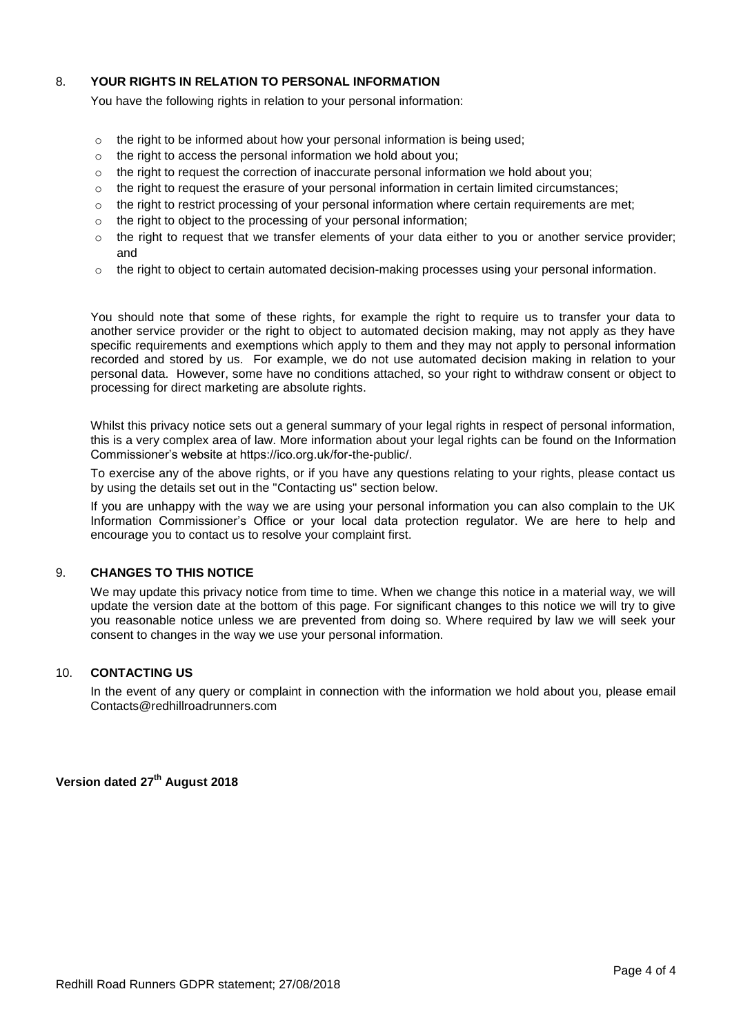## 8. YOUR RIGHTS IN RELATION TO PERSONAL INFORMATION

You have the following rights in relation to your personal information:

- the right to be informed about how your personal information is being used;
- the right to access the personal information we hold about you;
- the right to request the correction of inaccurate personal information we hold about you;
- the right to request the erasure of your personal information in certain limited circumstances;
- the right to restrict processing of your personal information where certain requirements are met;
- the right to object to the processing of your personal information;
- the right to request that we transfer elements of your data either to you or another service provider; and
- the right to object to certain automated decision-making processes using your personal information.

You should note that some of these rights, for example the right to require us to transfer your data to another service provider or the right to object to automated decision making, may not apply as they have specific requirements and exemptions which apply to them and they may not apply to personal information recorded and stored by us. For example, we do not use automated decision making in relation to your personal data. However, some have no conditions attached, so your right to withdraw consent or object to processing for direct marketing are absolute rights.

Whilst this privacy notice sets out a general summary of your legal rights in respect of personal information, this is a very complex area of law. More information about your legal rights can be found on the Information Commissioner's website at https://ico.org.uk/for-the-public/.

To exercise any of the above rights, or if you have any questions relating to your rights, please contact us by using the details set out in the "Contacting us" section below.

If you are unhappy with the way we are using your personal information you can also complain to the UK Information Commissioner's Office or your local data protection regulator. We are here to help and encourage you to contact us to resolve your complaint first.

## 9. CHANGES TO THIS NOTICE

We may update this privacy notice from time to time. When we change this notice in a material way, we will update the version date at the bottom of this page. For significant changes to this notice we will try to give you reasonable notice unless we are prevented from doing so. Where required by law we will seek your consent to changes in the way we use your personal information.

## 10. CONTACTING US

In the event of any query or complaint in connection with the information we hold about you, please email Contacts@redhillroadrunners.com

**Version dated 27th August 2018**